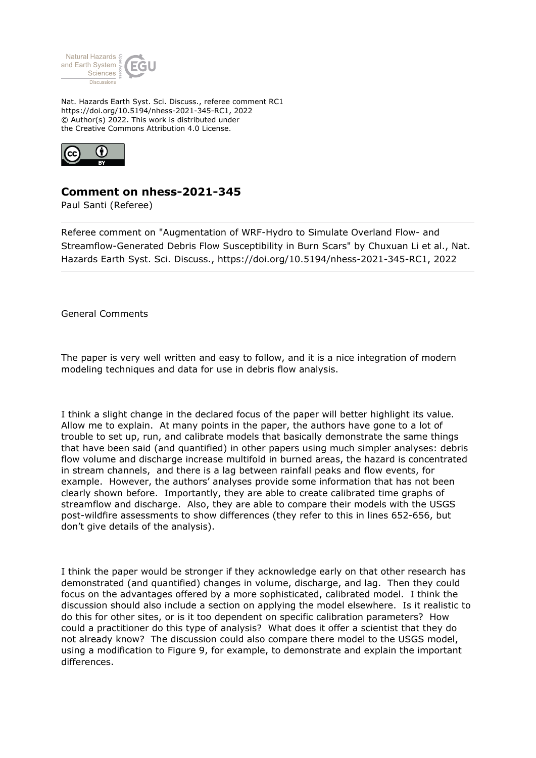Nat. Hazards Earth Syst. Sci. Discuss., referee comment RC1
https://doi.org/10.5194/nhess-2021-345-RC1, 2022
© Author(s) 2022. This work is distributed under
the Creative Commons Attribution 4.0 License.

## Comment on nhess-2021-345

Paul Santi (Referee)

Referee comment on "Augmentation of WRF-Hydro to Simulate Overland Flow- and Streamflow-Generated Debris Flow Susceptibility in Burn Scars" by Chuxuan Li et al., Nat. Hazards Earth Syst. Sci. Discuss., https://doi.org/10.5194/nhess-2021-345-RC1, 2022

General Comments

The paper is very well written and easy to follow, and it is a nice integration of modern modeling techniques and data for use in debris flow analysis.

I think a slight change in the declared focus of the paper will better highlight its value. Allow me to explain. At many points in the paper, the authors have gone to a lot of trouble to set up, run, and calibrate models that basically demonstrate the same things that have been said (and quantified) in other papers using much simpler analyses: debris flow volume and discharge increase multifold in burned areas, the hazard is concentrated in stream channels, and there is a lag between rainfall peaks and flow events, for example. However, the authors' analyses provide some information that has not been clearly shown before. Importantly, they are able to create calibrated time graphs of streamflow and discharge. Also, they are able to compare their models with the USGS post-wildfire assessments to show differences (they refer to this in lines 652-656, but don't give details of the analysis).

I think the paper would be stronger if they acknowledge early on that other research has demonstrated (and quantified) changes in volume, discharge, and lag. Then they could focus on the advantages offered by a more sophisticated, calibrated model. I think the discussion should also include a section on applying the model elsewhere. Is it realistic to do this for other sites, or is it too dependent on specific calibration parameters? How could a practitioner do this type of analysis? What does it offer a scientist that they do not already know? The discussion could also compare there model to the USGS model, using a modification to Figure 9, for example, to demonstrate and explain the important differences.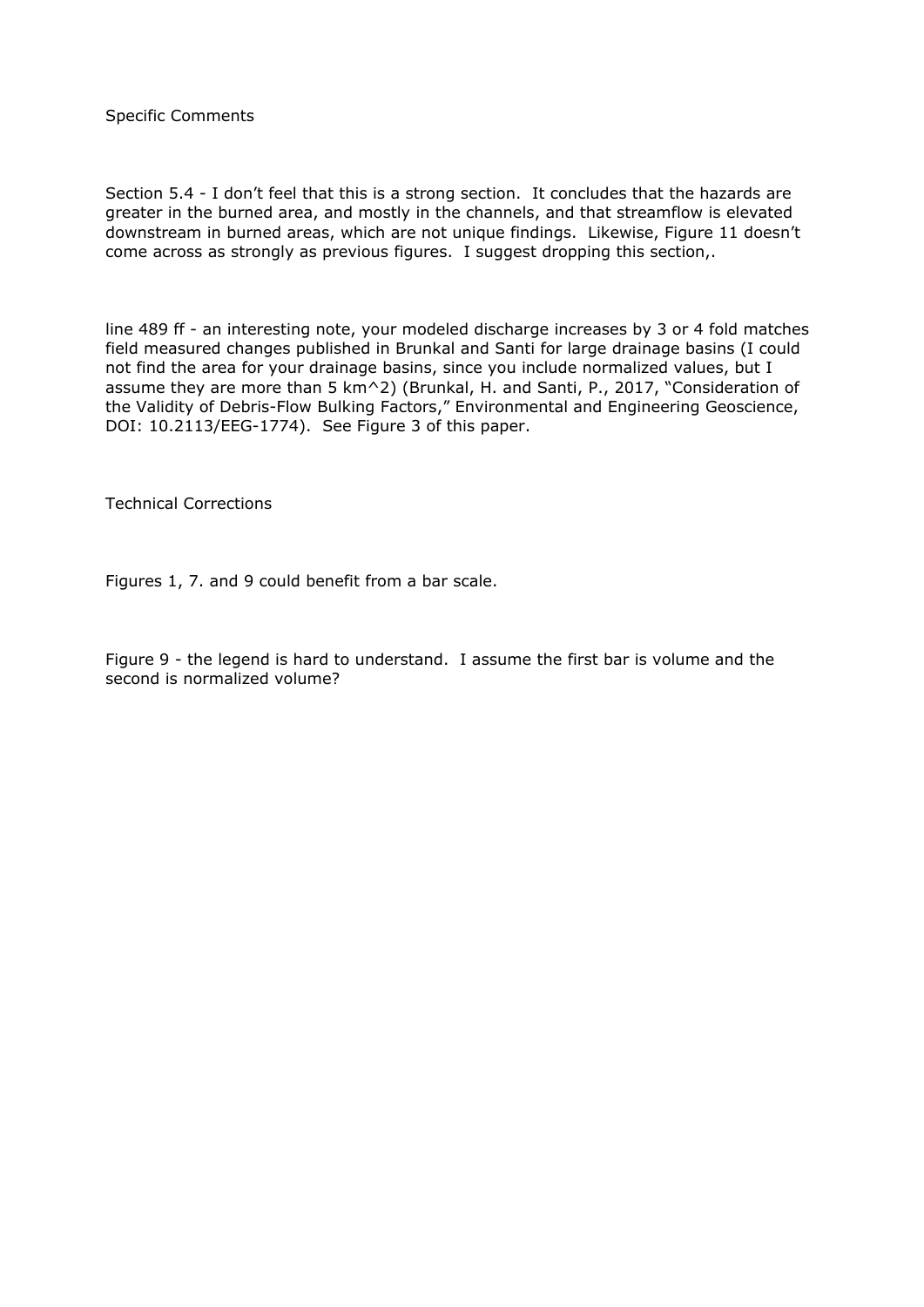Specific Comments

Section 5.4 - I don't feel that this is a strong section. It concludes that the hazards are greater in the burned area, and mostly in the channels, and that streamflow is elevated downstream in burned areas, which are not unique findings. Likewise, Figure 11 doesn't come across as strongly as previous figures. I suggest dropping this section,.

line 489 ff - an interesting note, your modeled discharge increases by 3 or 4 fold matches field measured changes published in Brunkal and Santi for large drainage basins (I could not find the area for your drainage basins, since you include normalized values, but I assume they are more than 5 km^2) (Brunkal, H. and Santi, P., 2017, "Consideration of the Validity of Debris-Flow Bulking Factors," Environmental and Engineering Geoscience, DOI: 10.2113/EEG-1774). See Figure 3 of this paper.

Technical Corrections

Figures 1, 7. and 9 could benefit from a bar scale.

Figure 9 - the legend is hard to understand. I assume the first bar is volume and the second is normalized volume?